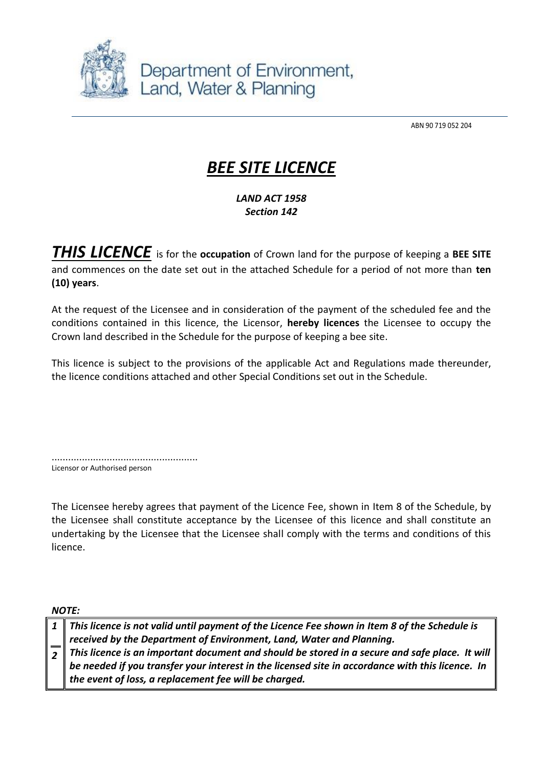Department of Environment, Land, Water & Planning

ABN 90 719 052 204

# ***BEE SITE LICENCE***

***LAND ACT 1958***
***Section 142***

***THIS LICENCE*** is for the **occupation** of Crown land for the purpose of keeping a **BEE SITE** and commences on the date set out in the attached Schedule for a period of not more than **ten (10) years**.

At the request of the Licensee and in consideration of the payment of the scheduled fee and the conditions contained in this licence, the Licensor, **hereby licences** the Licensee to occupy the Crown land described in the Schedule for the purpose of keeping a bee site.

This licence is subject to the provisions of the applicable Act and Regulations made thereunder, the licence conditions attached and other Special Conditions set out in the Schedule.

....................................................
Licensor or Authorised person

The Licensee hereby agrees that payment of the Licence Fee, shown in Item 8 of the Schedule, by the Licensee shall constitute acceptance by the Licensee of this licence and shall constitute an undertaking by the Licensee that the Licensee shall comply with the terms and conditions of this licence.

***NOTE:***

| | |
|---|---|
| ***1*** | ***This licence is not valid until payment of the Licence Fee shown in Item 8 of the Schedule is received by the Department of Environment, Land, Water and Planning.*** |
| ***2*** | ***This licence is an important document and should be stored in a secure and safe place. It will be needed if you transfer your interest in the licensed site in accordance with this licence. In the event of loss, a replacement fee will be charged.*** |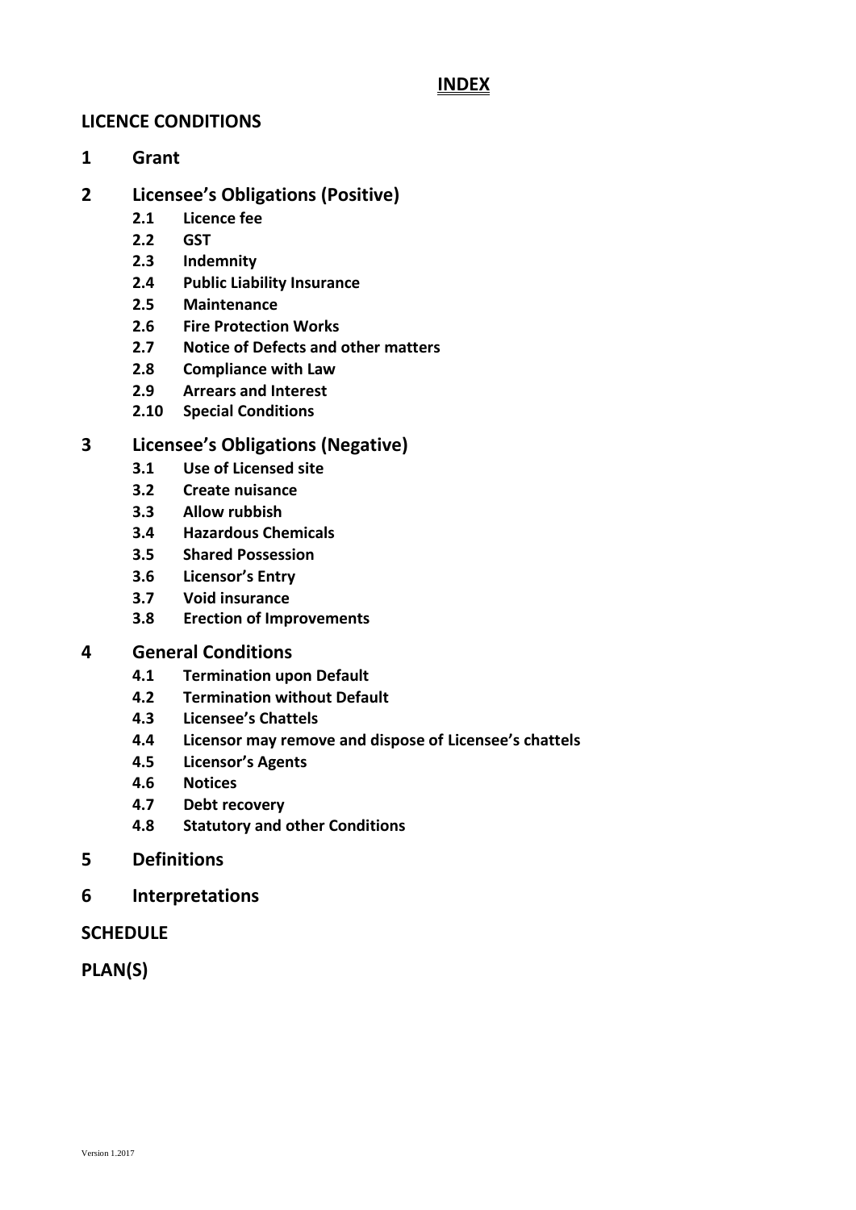# INDEX

## LICENCE CONDITIONS

**1 Grant**

**2 Licensee's Obligations (Positive)**

- **2.1 Licence fee**
- **2.2 GST**
- **2.3 Indemnity**
- **2.4 Public Liability Insurance**
- **2.5 Maintenance**
- **2.6 Fire Protection Works**
- **2.7 Notice of Defects and other matters**
- **2.8 Compliance with Law**
- **2.9 Arrears and Interest**
- **2.10 Special Conditions**

**3 Licensee's Obligations (Negative)**

- **3.1 Use of Licensed site**
- **3.2 Create nuisance**
- **3.3 Allow rubbish**
- **3.4 Hazardous Chemicals**
- **3.5 Shared Possession**
- **3.6 Licensor's Entry**
- **3.7 Void insurance**
- **3.8 Erection of Improvements**

**4 General Conditions**

- **4.1 Termination upon Default**
- **4.2 Termination without Default**
- **4.3 Licensee's Chattels**
- **4.4 Licensor may remove and dispose of Licensee's chattels**
- **4.5 Licensor's Agents**
- **4.6 Notices**
- **4.7 Debt recovery**
- **4.8 Statutory and other Conditions**

**5 Definitions**

**6 Interpretations**

## SCHEDULE

## PLAN(S)

Version 1.2017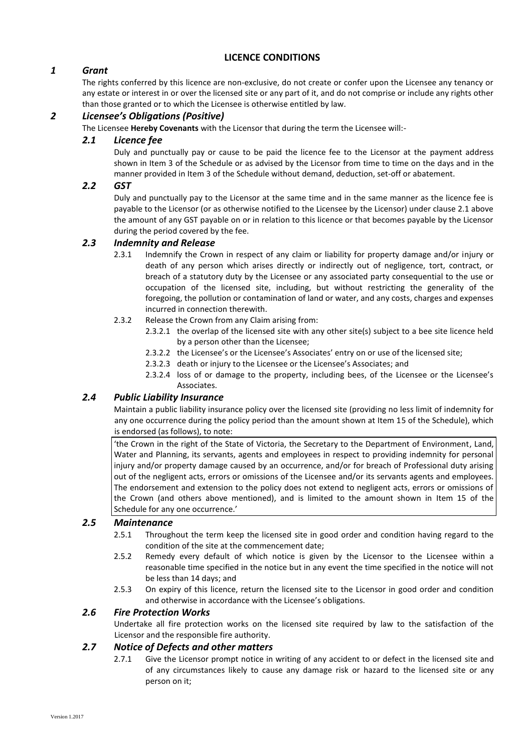# LICENCE CONDITIONS

## *1 Grant*

The rights conferred by this licence are non-exclusive, do not create or confer upon the Licensee any tenancy or any estate or interest in or over the licensed site or any part of it, and do not comprise or include any rights other than those granted or to which the Licensee is otherwise entitled by law.

## *2 Licensee's Obligations (Positive)*

The Licensee **Hereby Covenants** with the Licensor that during the term the Licensee will:-

### *2.1 Licence fee*

Duly and punctually pay or cause to be paid the licence fee to the Licensor at the payment address shown in Item 3 of the Schedule or as advised by the Licensor from time to time on the days and in the manner provided in Item 3 of the Schedule without demand, deduction, set-off or abatement.

### *2.2 GST*

Duly and punctually pay to the Licensor at the same time and in the same manner as the licence fee is payable to the Licensor (or as otherwise notified to the Licensee by the Licensor) under clause 2.1 above the amount of any GST payable on or in relation to this licence or that becomes payable by the Licensor during the period covered by the fee.

### *2.3 Indemnity and Release*

2.3.1 Indemnify the Crown in respect of any claim or liability for property damage and/or injury or death of any person which arises directly or indirectly out of negligence, tort, contract, or breach of a statutory duty by the Licensee or any associated party consequential to the use or occupation of the licensed site, including, but without restricting the generality of the foregoing, the pollution or contamination of land or water, and any costs, charges and expenses incurred in connection therewith.

2.3.2 Release the Crown from any Claim arising from:

2.3.2.1 the overlap of the licensed site with any other site(s) subject to a bee site licence held by a person other than the Licensee;

2.3.2.2 the Licensee's or the Licensee's Associates' entry on or use of the licensed site;

2.3.2.3 death or injury to the Licensee or the Licensee's Associates; and

2.3.2.4 loss of or damage to the property, including bees, of the Licensee or the Licensee's Associates.

### *2.4 Public Liability Insurance*

Maintain a public liability insurance policy over the licensed site (providing no less limit of indemnity for any one occurrence during the policy period than the amount shown at Item 15 of the Schedule), which is endorsed (as follows), to note:

> 'the Crown in the right of the State of Victoria, the Secretary to the Department of Environment, Land, Water and Planning, its servants, agents and employees in respect to providing indemnity for personal injury and/or property damage caused by an occurrence, and/or for breach of Professional duty arising out of the negligent acts, errors or omissions of the Licensee and/or its servants agents and employees. The endorsement and extension to the policy does not extend to negligent acts, errors or omissions of the Crown (and others above mentioned), and is limited to the amount shown in Item 15 of the Schedule for any one occurrence.'

### *2.5 Maintenance*

2.5.1 Throughout the term keep the licensed site in good order and condition having regard to the condition of the site at the commencement date;

2.5.2 Remedy every default of which notice is given by the Licensor to the Licensee within a reasonable time specified in the notice but in any event the time specified in the notice will not be less than 14 days; and

2.5.3 On expiry of this licence, return the licensed site to the Licensor in good order and condition and otherwise in accordance with the Licensee's obligations.

### *2.6 Fire Protection Works*

Undertake all fire protection works on the licensed site required by law to the satisfaction of the Licensor and the responsible fire authority.

### *2.7 Notice of Defects and other matters*

2.7.1 Give the Licensor prompt notice in writing of any accident to or defect in the licensed site and of any circumstances likely to cause any damage risk or hazard to the licensed site or any person on it;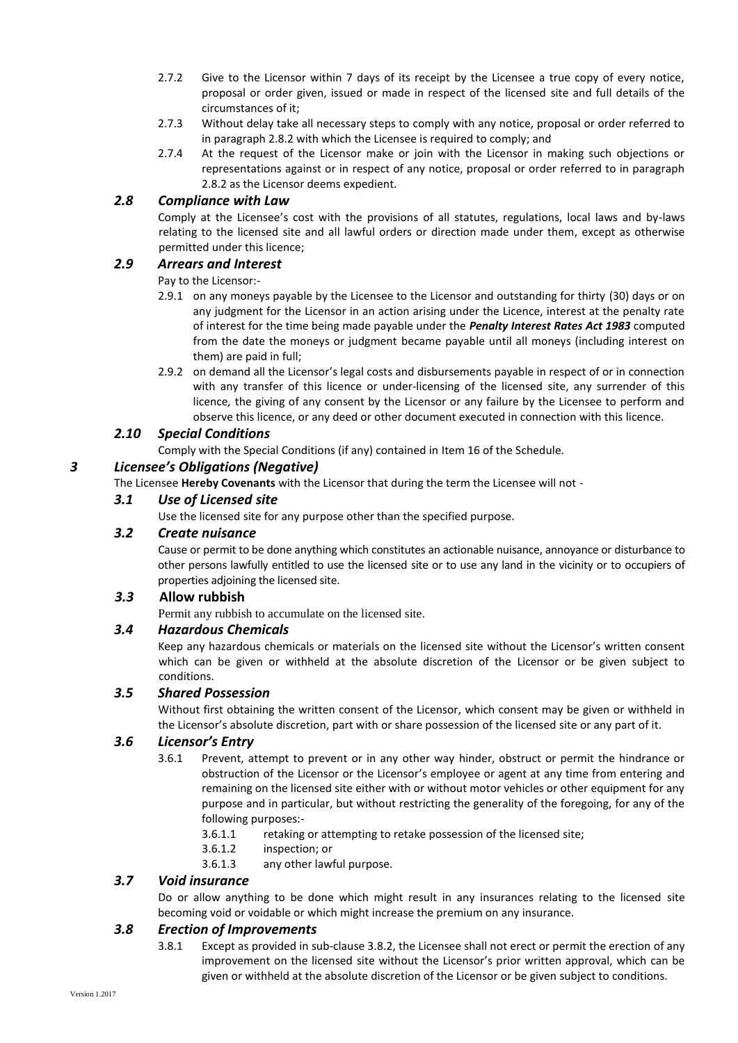2.7.2 Give to the Licensor within 7 days of its receipt by the Licensee a true copy of every notice, proposal or order given, issued or made in respect of the licensed site and full details of the circumstances of it;

2.7.3 Without delay take all necessary steps to comply with any notice, proposal or order referred to in paragraph 2.8.2 with which the Licensee is required to comply; and

2.7.4 At the request of the Licensor make or join with the Licensor in making such objections or representations against or in respect of any notice, proposal or order referred to in paragraph 2.8.2 as the Licensor deems expedient.

### *2.8 Compliance with Law*

Comply at the Licensee's cost with the provisions of all statutes, regulations, local laws and by-laws relating to the licensed site and all lawful orders or direction made under them, except as otherwise permitted under this licence;

### *2.9 Arrears and Interest*

Pay to the Licensor:-

2.9.1 on any moneys payable by the Licensee to the Licensor and outstanding for thirty (30) days or on any judgment for the Licensor in an action arising under the Licence, interest at the penalty rate of interest for the time being made payable under the ***Penalty Interest Rates Act 1983*** computed from the date the moneys or judgment became payable until all moneys (including interest on them) are paid in full;

2.9.2 on demand all the Licensor's legal costs and disbursements payable in respect of or in connection with any transfer of this licence or under-licensing of the licensed site, any surrender of this licence, the giving of any consent by the Licensor or any failure by the Licensee to perform and observe this licence, or any deed or other document executed in connection with this licence.

### *2.10 Special Conditions*

Comply with the Special Conditions (if any) contained in Item 16 of the Schedule.

## *3 Licensee's Obligations (Negative)*

The Licensee **Hereby Covenants** with the Licensor that during the term the Licensee will not -

### *3.1 Use of Licensed site*

Use the licensed site for any purpose other than the specified purpose.

### *3.2 Create nuisance*

Cause or permit to be done anything which constitutes an actionable nuisance, annoyance or disturbance to other persons lawfully entitled to use the licensed site or to use any land in the vicinity or to occupiers of properties adjoining the licensed site.

### *3.3* **Allow rubbish**

Permit any rubbish to accumulate on the licensed site.

### *3.4 Hazardous Chemicals*

Keep any hazardous chemicals or materials on the licensed site without the Licensor's written consent which can be given or withheld at the absolute discretion of the Licensor or be given subject to conditions.

### *3.5 Shared Possession*

Without first obtaining the written consent of the Licensor, which consent may be given or withheld in the Licensor's absolute discretion, part with or share possession of the licensed site or any part of it.

### *3.6 Licensor's Entry*

3.6.1 Prevent, attempt to prevent or in any other way hinder, obstruct or permit the hindrance or obstruction of the Licensor or the Licensor's employee or agent at any time from entering and remaining on the licensed site either with or without motor vehicles or other equipment for any purpose and in particular, but without restricting the generality of the foregoing, for any of the following purposes:-

- 3.6.1.1 retaking or attempting to retake possession of the licensed site;
- 3.6.1.2 inspection; or
- 3.6.1.3 any other lawful purpose.

### *3.7 Void insurance*

Do or allow anything to be done which might result in any insurances relating to the licensed site becoming void or voidable or which might increase the premium on any insurance.

### *3.8 Erection of Improvements*

3.8.1 Except as provided in sub-clause 3.8.2, the Licensee shall not erect or permit the erection of any improvement on the licensed site without the Licensor's prior written approval, which can be given or withheld at the absolute discretion of the Licensor or be given subject to conditions.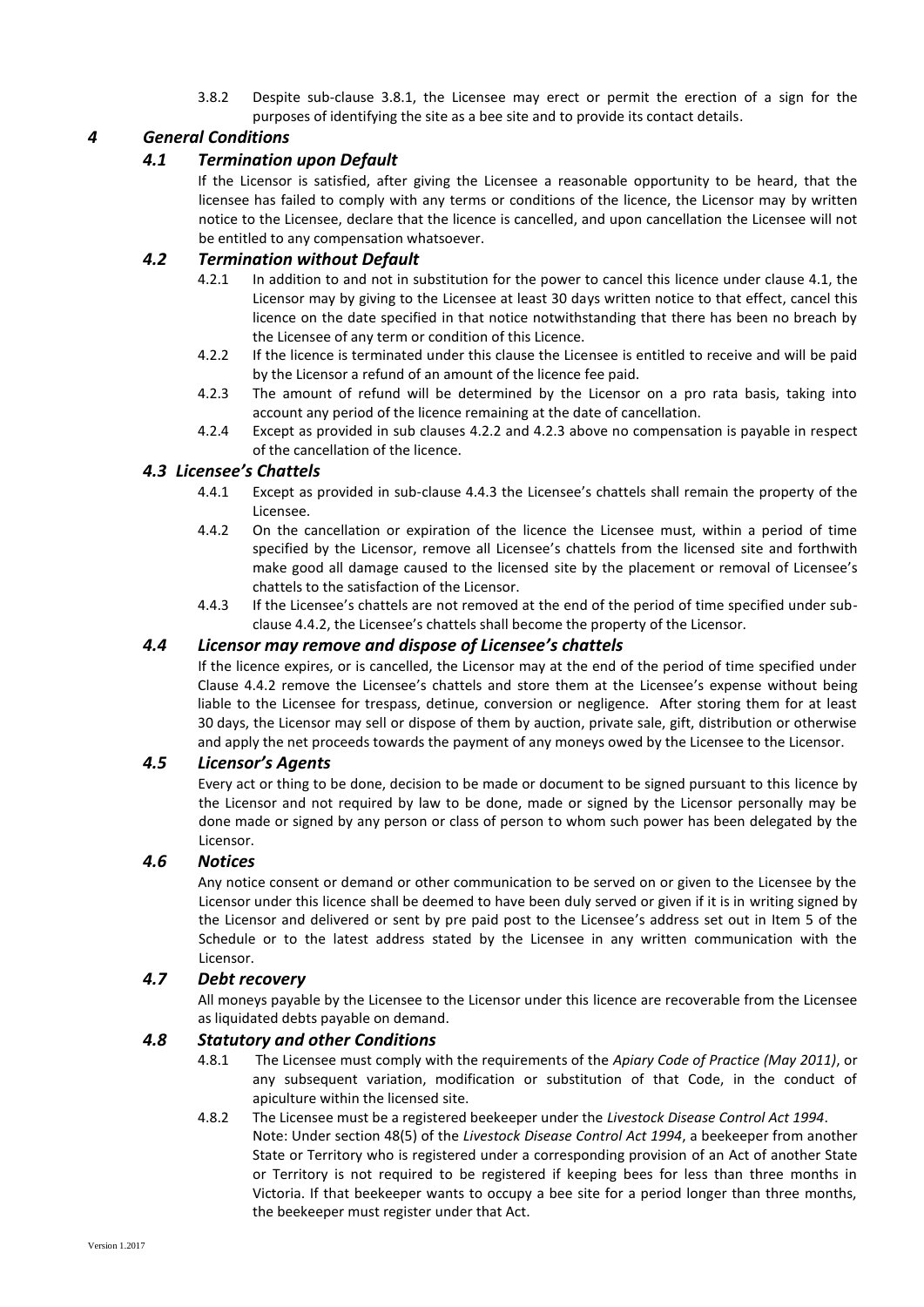3.8.2 Despite sub-clause 3.8.1, the Licensee may erect or permit the erection of a sign for the purposes of identifying the site as a bee site and to provide its contact details.

## *4 General Conditions*

### *4.1 Termination upon Default*

If the Licensor is satisfied, after giving the Licensee a reasonable opportunity to be heard, that the licensee has failed to comply with any terms or conditions of the licence, the Licensor may by written notice to the Licensee, declare that the licence is cancelled, and upon cancellation the Licensee will not be entitled to any compensation whatsoever.

### *4.2 Termination without Default*

4.2.1 In addition to and not in substitution for the power to cancel this licence under clause 4.1, the Licensor may by giving to the Licensee at least 30 days written notice to that effect, cancel this licence on the date specified in that notice notwithstanding that there has been no breach by the Licensee of any term or condition of this Licence.

4.2.2 If the licence is terminated under this clause the Licensee is entitled to receive and will be paid by the Licensor a refund of an amount of the licence fee paid.

4.2.3 The amount of refund will be determined by the Licensor on a pro rata basis, taking into account any period of the licence remaining at the date of cancellation.

4.2.4 Except as provided in sub clauses 4.2.2 and 4.2.3 above no compensation is payable in respect of the cancellation of the licence.

### *4.3 Licensee's Chattels*

4.4.1 Except as provided in sub-clause 4.4.3 the Licensee's chattels shall remain the property of the Licensee.

4.4.2 On the cancellation or expiration of the licence the Licensee must, within a period of time specified by the Licensor, remove all Licensee's chattels from the licensed site and forthwith make good all damage caused to the licensed site by the placement or removal of Licensee's chattels to the satisfaction of the Licensor.

4.4.3 If the Licensee's chattels are not removed at the end of the period of time specified under sub-clause 4.4.2, the Licensee's chattels shall become the property of the Licensor.

### *4.4 Licensor may remove and dispose of Licensee's chattels*

If the licence expires, or is cancelled, the Licensor may at the end of the period of time specified under Clause 4.4.2 remove the Licensee's chattels and store them at the Licensee's expense without being liable to the Licensee for trespass, detinue, conversion or negligence. After storing them for at least 30 days, the Licensor may sell or dispose of them by auction, private sale, gift, distribution or otherwise and apply the net proceeds towards the payment of any moneys owed by the Licensee to the Licensor.

### *4.5 Licensor's Agents*

Every act or thing to be done, decision to be made or document to be signed pursuant to this licence by the Licensor and not required by law to be done, made or signed by the Licensor personally may be done made or signed by any person or class of person to whom such power has been delegated by the Licensor.

### *4.6 Notices*

Any notice consent or demand or other communication to be served on or given to the Licensee by the Licensor under this licence shall be deemed to have been duly served or given if it is in writing signed by the Licensor and delivered or sent by pre paid post to the Licensee's address set out in Item 5 of the Schedule or to the latest address stated by the Licensee in any written communication with the Licensor.

### *4.7 Debt recovery*

All moneys payable by the Licensee to the Licensor under this licence are recoverable from the Licensee as liquidated debts payable on demand.

### *4.8 Statutory and other Conditions*

4.8.1 The Licensee must comply with the requirements of the *Apiary Code of Practice (May 2011)*, or any subsequent variation, modification or substitution of that Code, in the conduct of apiculture within the licensed site.

4.8.2 The Licensee must be a registered beekeeper under the *Livestock Disease Control Act 1994*.

Note: Under section 48(5) of the *Livestock Disease Control Act 1994*, a beekeeper from another State or Territory who is registered under a corresponding provision of an Act of another State or Territory is not required to be registered if keeping bees for less than three months in Victoria. If that beekeeper wants to occupy a bee site for a period longer than three months, the beekeeper must register under that Act.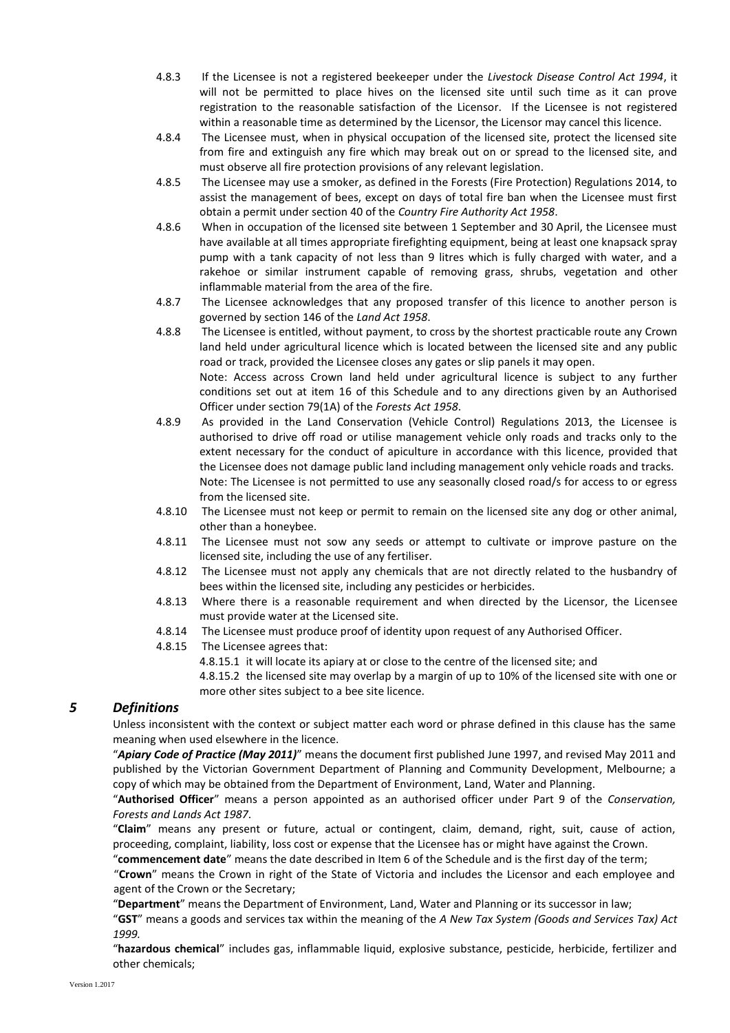4.8.3 If the Licensee is not a registered beekeeper under the *Livestock Disease Control Act 1994*, it will not be permitted to place hives on the licensed site until such time as it can prove registration to the reasonable satisfaction of the Licensor. If the Licensee is not registered within a reasonable time as determined by the Licensor, the Licensor may cancel this licence.

4.8.4 The Licensee must, when in physical occupation of the licensed site, protect the licensed site from fire and extinguish any fire which may break out on or spread to the licensed site, and must observe all fire protection provisions of any relevant legislation.

4.8.5 The Licensee may use a smoker, as defined in the Forests (Fire Protection) Regulations 2014, to assist the management of bees, except on days of total fire ban when the Licensee must first obtain a permit under section 40 of the *Country Fire Authority Act 1958*.

4.8.6 When in occupation of the licensed site between 1 September and 30 April, the Licensee must have available at all times appropriate firefighting equipment, being at least one knapsack spray pump with a tank capacity of not less than 9 litres which is fully charged with water, and a rakehoe or similar instrument capable of removing grass, shrubs, vegetation and other inflammable material from the area of the fire.

4.8.7 The Licensee acknowledges that any proposed transfer of this licence to another person is governed by section 146 of the *Land Act 1958*.

4.8.8 The Licensee is entitled, without payment, to cross by the shortest practicable route any Crown land held under agricultural licence which is located between the licensed site and any public road or track, provided the Licensee closes any gates or slip panels it may open.
Note: Access across Crown land held under agricultural licence is subject to any further conditions set out at item 16 of this Schedule and to any directions given by an Authorised Officer under section 79(1A) of the *Forests Act 1958*.

4.8.9 As provided in the Land Conservation (Vehicle Control) Regulations 2013, the Licensee is authorised to drive off road or utilise management vehicle only roads and tracks only to the extent necessary for the conduct of apiculture in accordance with this licence, provided that the Licensee does not damage public land including management only vehicle roads and tracks.
Note: The Licensee is not permitted to use any seasonally closed road/s for access to or egress from the licensed site.

4.8.10 The Licensee must not keep or permit to remain on the licensed site any dog or other animal, other than a honeybee.

4.8.11 The Licensee must not sow any seeds or attempt to cultivate or improve pasture on the licensed site, including the use of any fertiliser.

4.8.12 The Licensee must not apply any chemicals that are not directly related to the husbandry of bees within the licensed site, including any pesticides or herbicides.

4.8.13 Where there is a reasonable requirement and when directed by the Licensor, the Licensee must provide water at the Licensed site.

4.8.14 The Licensee must produce proof of identity upon request of any Authorised Officer.

4.8.15 The Licensee agrees that:
4.8.15.1 it will locate its apiary at or close to the centre of the licensed site; and
4.8.15.2 the licensed site may overlap by a margin of up to 10% of the licensed site with one or more other sites subject to a bee site licence.

## *5 Definitions*

Unless inconsistent with the context or subject matter each word or phrase defined in this clause has the same meaning when used elsewhere in the licence.

"***Apiary Code of Practice (May 2011)***" means the document first published June 1997, and revised May 2011 and published by the Victorian Government Department of Planning and Community Development, Melbourne; a copy of which may be obtained from the Department of Environment, Land, Water and Planning.

"**Authorised Officer**" means a person appointed as an authorised officer under Part 9 of the *Conservation, Forests and Lands Act 1987*.

"**Claim**" means any present or future, actual or contingent, claim, demand, right, suit, cause of action, proceeding, complaint, liability, loss cost or expense that the Licensee has or might have against the Crown.

"**commencement date**" means the date described in Item 6 of the Schedule and is the first day of the term;

"**Crown**" means the Crown in right of the State of Victoria and includes the Licensor and each employee and agent of the Crown or the Secretary;

"**Department**" means the Department of Environment, Land, Water and Planning or its successor in law;

"**GST**" means a goods and services tax within the meaning of the *A New Tax System (Goods and Services Tax) Act 1999.*

"**hazardous chemical**" includes gas, inflammable liquid, explosive substance, pesticide, herbicide, fertilizer and other chemicals;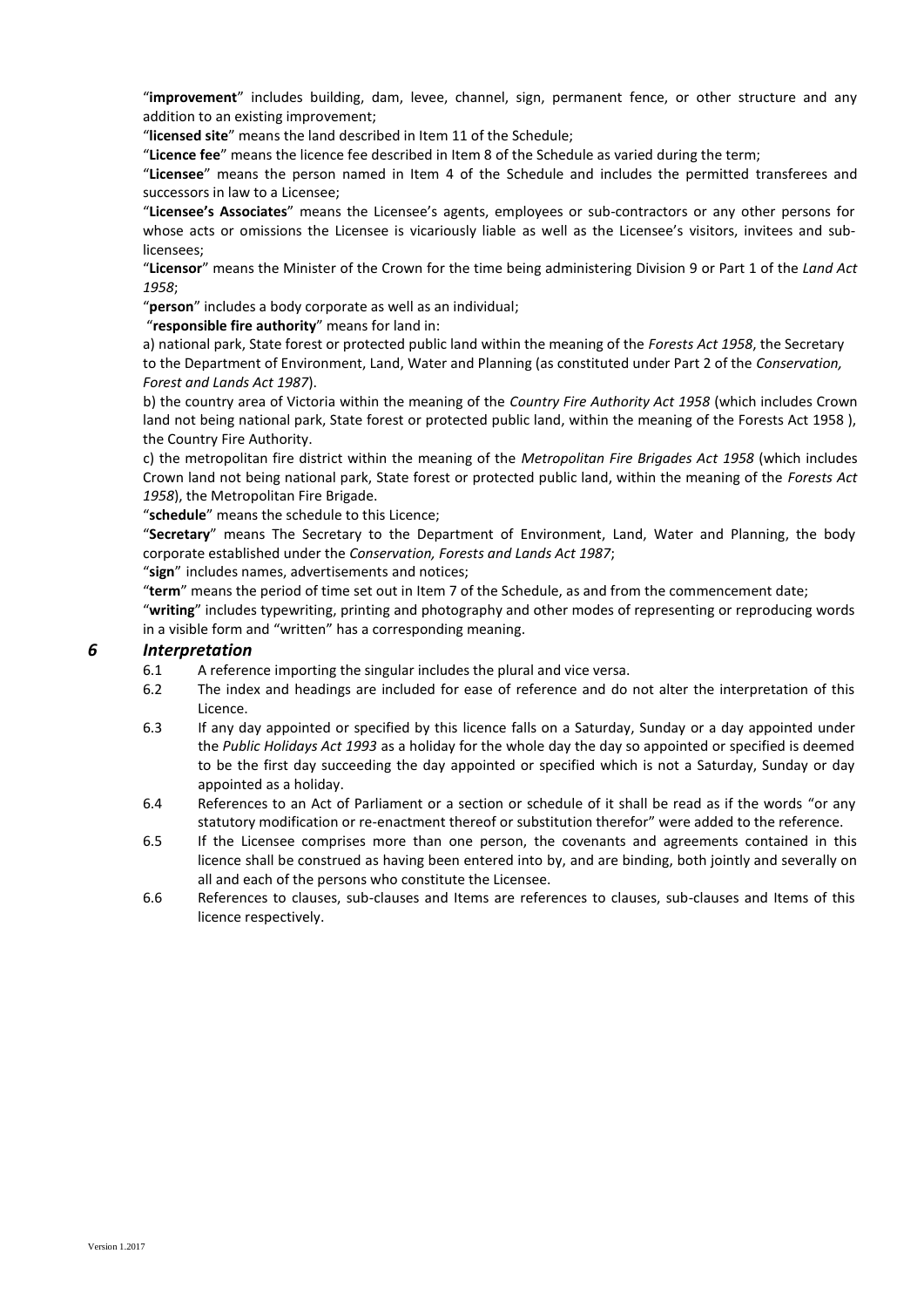"**improvement**" includes building, dam, levee, channel, sign, permanent fence, or other structure and any addition to an existing improvement;

"**licensed site**" means the land described in Item 11 of the Schedule;

"**Licence fee**" means the licence fee described in Item 8 of the Schedule as varied during the term;

"**Licensee**" means the person named in Item 4 of the Schedule and includes the permitted transferees and successors in law to a Licensee;

"**Licensee's Associates**" means the Licensee's agents, employees or sub-contractors or any other persons for whose acts or omissions the Licensee is vicariously liable as well as the Licensee's visitors, invitees and sub-licensees;

"**Licensor**" means the Minister of the Crown for the time being administering Division 9 or Part 1 of the *Land Act 1958*;

"**person**" includes a body corporate as well as an individual;

"**responsible fire authority**" means for land in:

a) national park, State forest or protected public land within the meaning of the *Forests Act 1958*, the Secretary to the Department of Environment, Land, Water and Planning (as constituted under Part 2 of the *Conservation, Forest and Lands Act 1987*).

b) the country area of Victoria within the meaning of the *Country Fire Authority Act 1958* (which includes Crown land not being national park, State forest or protected public land, within the meaning of the Forests Act 1958 ), the Country Fire Authority.

c) the metropolitan fire district within the meaning of the *Metropolitan Fire Brigades Act 1958* (which includes Crown land not being national park, State forest or protected public land, within the meaning of the *Forests Act 1958*), the Metropolitan Fire Brigade.

"**schedule**" means the schedule to this Licence;

"**Secretary**" means The Secretary to the Department of Environment, Land, Water and Planning, the body corporate established under the *Conservation, Forests and Lands Act 1987*;

"**sign**" includes names, advertisements and notices;

"**term**" means the period of time set out in Item 7 of the Schedule, as and from the commencement date;

"**writing**" includes typewriting, printing and photography and other modes of representing or reproducing words in a visible form and "written" has a corresponding meaning.

## *6 Interpretation*

6.1 A reference importing the singular includes the plural and vice versa.

6.2 The index and headings are included for ease of reference and do not alter the interpretation of this Licence.

6.3 If any day appointed or specified by this licence falls on a Saturday, Sunday or a day appointed under the *Public Holidays Act 1993* as a holiday for the whole day the day so appointed or specified is deemed to be the first day succeeding the day appointed or specified which is not a Saturday, Sunday or day appointed as a holiday.

6.4 References to an Act of Parliament or a section or schedule of it shall be read as if the words "or any statutory modification or re-enactment thereof or substitution therefor" were added to the reference.

6.5 If the Licensee comprises more than one person, the covenants and agreements contained in this licence shall be construed as having been entered into by, and are binding, both jointly and severally on all and each of the persons who constitute the Licensee.

6.6 References to clauses, sub-clauses and Items are references to clauses, sub-clauses and Items of this licence respectively.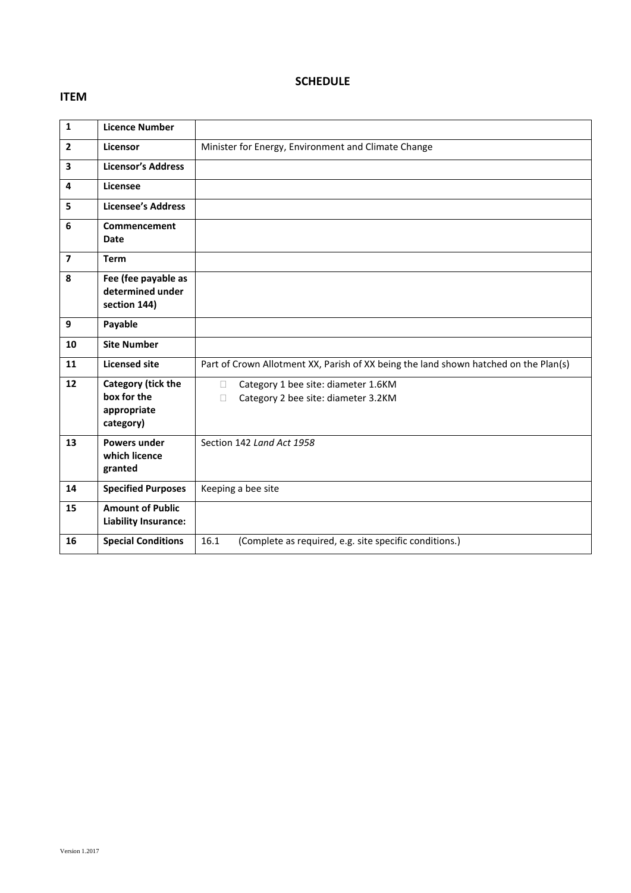## SCHEDULE

**ITEM**

| | | |
|---|---|---|
| **1** | **Licence Number** | |
| **2** | **Licensor** | Minister for Energy, Environment and Climate Change |
| **3** | **Licensor's Address** | |
| **4** | **Licensee** | |
| **5** | **Licensee's Address** | |
| **6** | **Commencement Date** | |
| **7** | **Term** | |
| **8** | **Fee (fee payable as determined under section 144)** | |
| **9** | **Payable** | |
| **10** | **Site Number** | |
| **11** | **Licensed site** | Part of Crown Allotment XX, Parish of XX being the land shown hatched on the Plan(s) |
| **12** | **Category (tick the box for the appropriate category)** | ☐ Category 1 bee site: diameter 1.6KM<br>☐ Category 2 bee site: diameter 3.2KM |
| **13** | **Powers under which licence granted** | Section 142 *Land Act 1958* |
| **14** | **Specified Purposes** | Keeping a bee site |
| **15** | **Amount of Public Liability Insurance:** | |
| **16** | **Special Conditions** | 16.1 (Complete as required, e.g. site specific conditions.) |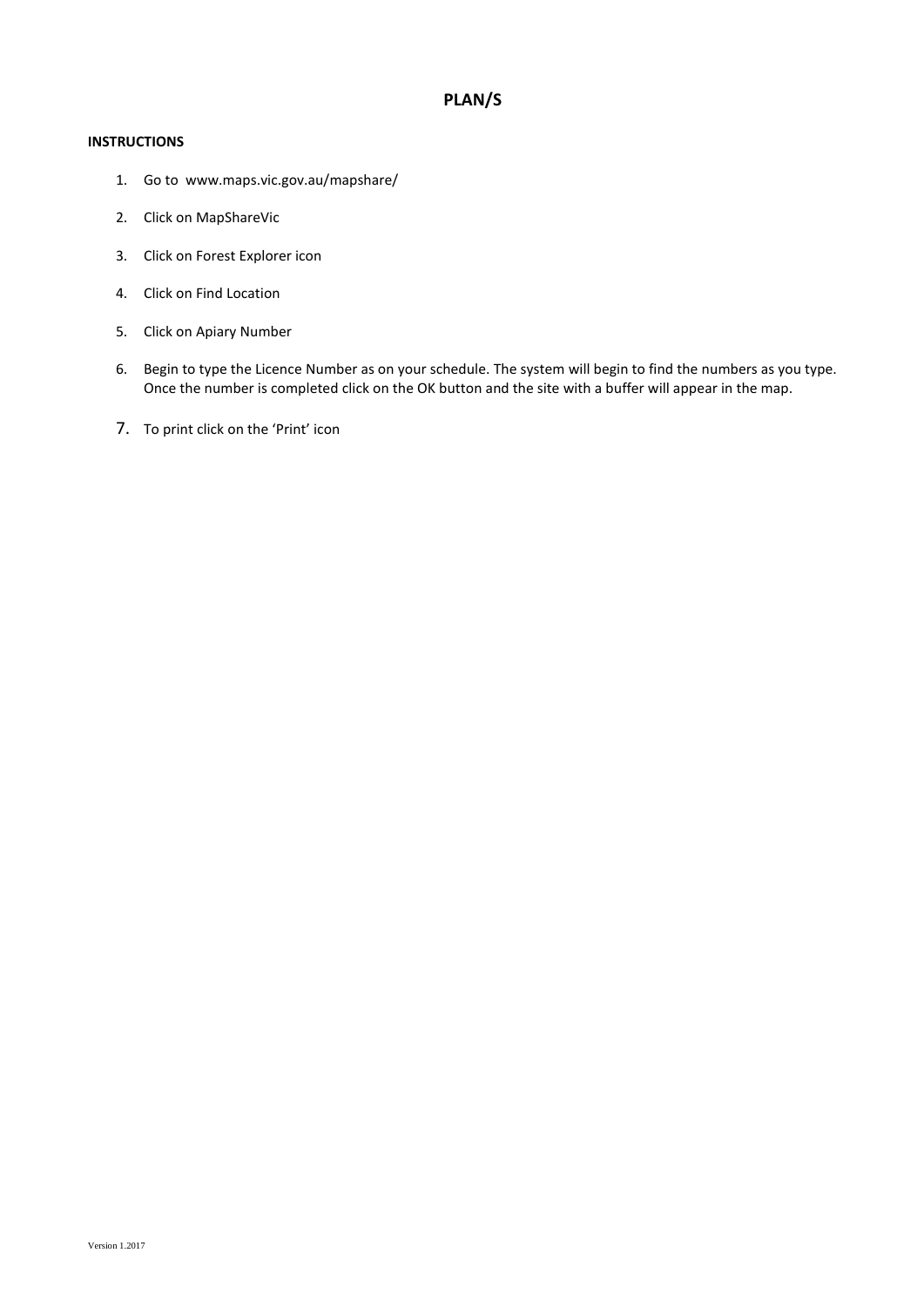# PLAN/S

**INSTRUCTIONS**

1. Go to www.maps.vic.gov.au/mapshare/
2. Click on MapShareVic
3. Click on Forest Explorer icon
4. Click on Find Location
5. Click on Apiary Number
6. Begin to type the Licence Number as on your schedule. The system will begin to find the numbers as you type. Once the number is completed click on the OK button and the site with a buffer will appear in the map.
7. To print click on the 'Print' icon

Version 1.2017